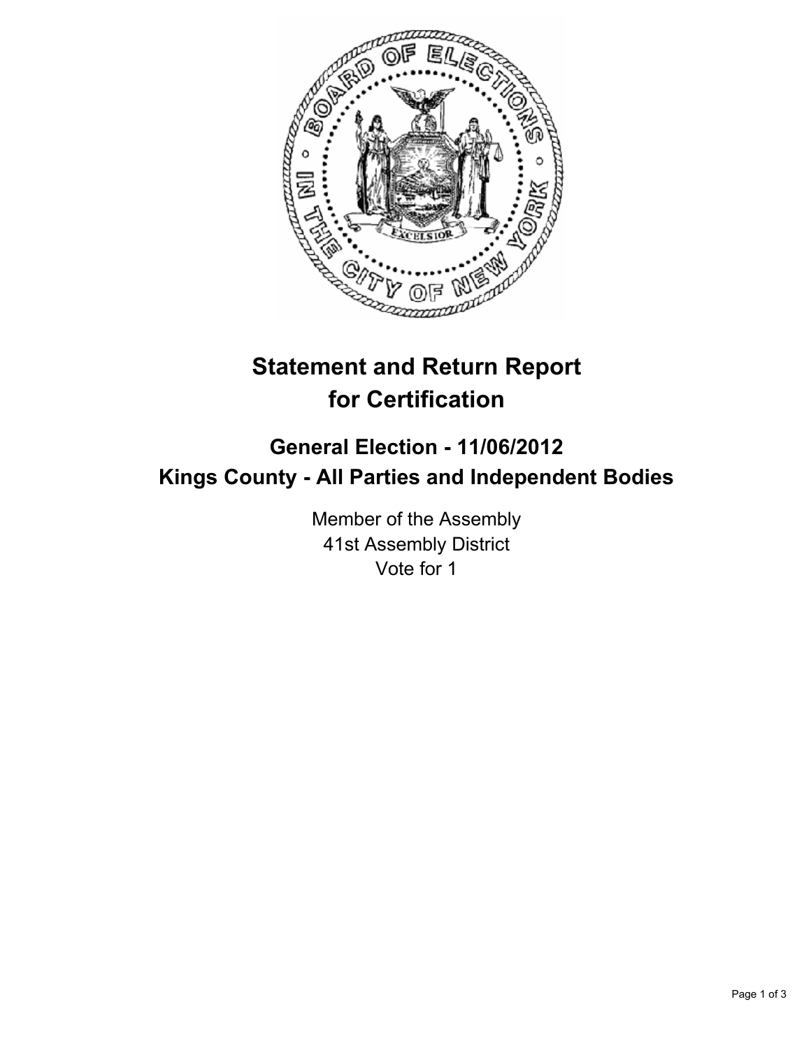# Statement and Return Report for Certification

## General Election - 11/06/2012
## Kings County - All Parties and Independent Bodies

Member of the Assembly
41st Assembly District
Vote for 1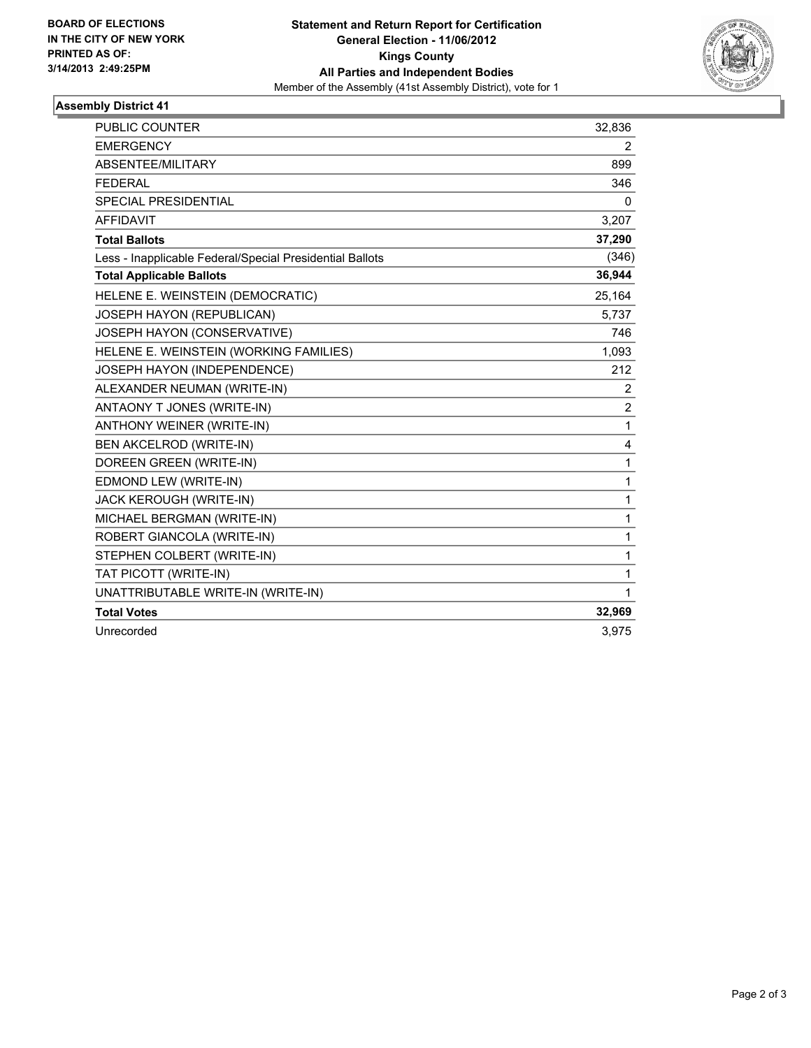**BOARD OF ELECTIONS**
**IN THE CITY OF NEW YORK**
**PRINTED AS OF:**
**3/14/2013 2:49:25PM**

**Statement and Return Report for Certification**
**General Election - 11/06/2012**
**Kings County**
**All Parties and Independent Bodies**
Member of the Assembly (41st Assembly District), vote for 1

## Assembly District 41

| | |
|---|---|
| PUBLIC COUNTER | 32,836 |
| EMERGENCY | 2 |
| ABSENTEE/MILITARY | 899 |
| FEDERAL | 346 |
| SPECIAL PRESIDENTIAL | 0 |
| AFFIDAVIT | 3,207 |
| **Total Ballots** | **37,290** |
| Less - Inapplicable Federal/Special Presidential Ballots | (346) |
| **Total Applicable Ballots** | **36,944** |
| HELENE E. WEINSTEIN (DEMOCRATIC) | 25,164 |
| JOSEPH HAYON (REPUBLICAN) | 5,737 |
| JOSEPH HAYON (CONSERVATIVE) | 746 |
| HELENE E. WEINSTEIN (WORKING FAMILIES) | 1,093 |
| JOSEPH HAYON (INDEPENDENCE) | 212 |
| ALEXANDER NEUMAN (WRITE-IN) | 2 |
| ANTAONY T JONES (WRITE-IN) | 2 |
| ANTHONY WEINER (WRITE-IN) | 1 |
| BEN AKCELROD (WRITE-IN) | 4 |
| DOREEN GREEN (WRITE-IN) | 1 |
| EDMOND LEW (WRITE-IN) | 1 |
| JACK KEROUGH (WRITE-IN) | 1 |
| MICHAEL BERGMAN (WRITE-IN) | 1 |
| ROBERT GIANCOLA (WRITE-IN) | 1 |
| STEPHEN COLBERT (WRITE-IN) | 1 |
| TAT PICOTT (WRITE-IN) | 1 |
| UNATTRIBUTABLE WRITE-IN (WRITE-IN) | 1 |
| **Total Votes** | **32,969** |
| Unrecorded | 3,975 |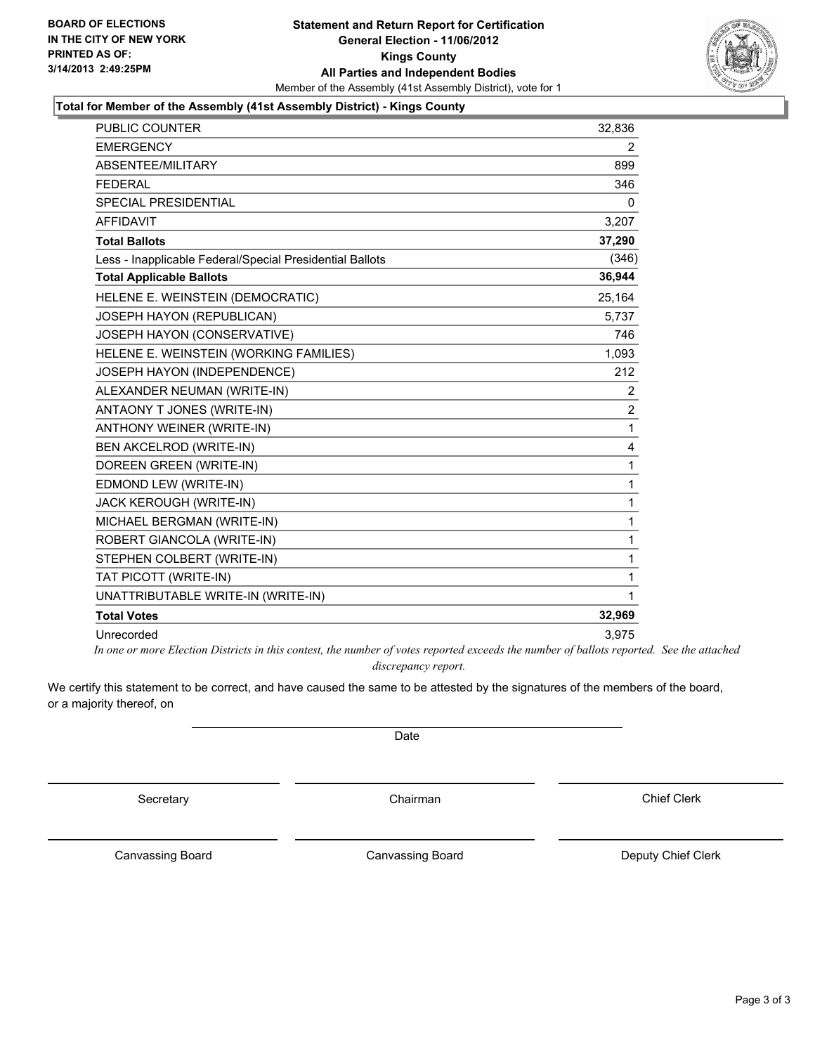**BOARD OF ELECTIONS IN THE CITY OF NEW YORK PRINTED AS OF: 3/14/2013 2:49:25PM**

# Statement and Return Report for Certification
## General Election - 11/06/2012
## Kings County
## All Parties and Independent Bodies

Member of the Assembly (41st Assembly District), vote for 1

### Total for Member of the Assembly (41st Assembly District) - Kings County

| | |
|---|---|
| PUBLIC COUNTER | 32,836 |
| EMERGENCY | 2 |
| ABSENTEE/MILITARY | 899 |
| FEDERAL | 346 |
| SPECIAL PRESIDENTIAL | 0 |
| AFFIDAVIT | 3,207 |
| **Total Ballots** | **37,290** |
| Less - Inapplicable Federal/Special Presidential Ballots | (346) |
| **Total Applicable Ballots** | **36,944** |
| HELENE E. WEINSTEIN (DEMOCRATIC) | 25,164 |
| JOSEPH HAYON (REPUBLICAN) | 5,737 |
| JOSEPH HAYON (CONSERVATIVE) | 746 |
| HELENE E. WEINSTEIN (WORKING FAMILIES) | 1,093 |
| JOSEPH HAYON (INDEPENDENCE) | 212 |
| ALEXANDER NEUMAN (WRITE-IN) | 2 |
| ANTAONY T JONES (WRITE-IN) | 2 |
| ANTHONY WEINER (WRITE-IN) | 1 |
| BEN AKCELROD (WRITE-IN) | 4 |
| DOREEN GREEN (WRITE-IN) | 1 |
| EDMOND LEW (WRITE-IN) | 1 |
| JACK KEROUGH (WRITE-IN) | 1 |
| MICHAEL BERGMAN (WRITE-IN) | 1 |
| ROBERT GIANCOLA (WRITE-IN) | 1 |
| STEPHEN COLBERT (WRITE-IN) | 1 |
| TAT PICOTT (WRITE-IN) | 1 |
| UNATTRIBUTABLE WRITE-IN (WRITE-IN) | 1 |
| **Total Votes** | **32,969** |
| Unrecorded | 3,975 |

*In one or more Election Districts in this contest, the number of votes reported exceeds the number of ballots reported. See the attached discrepancy report.*

We certify this statement to be correct, and have caused the same to be attested by the signatures of the members of the board, or a majority thereof, on

Date

Secretary | Chairman | Chief Clerk

Canvassing Board | Canvassing Board | Deputy Chief Clerk